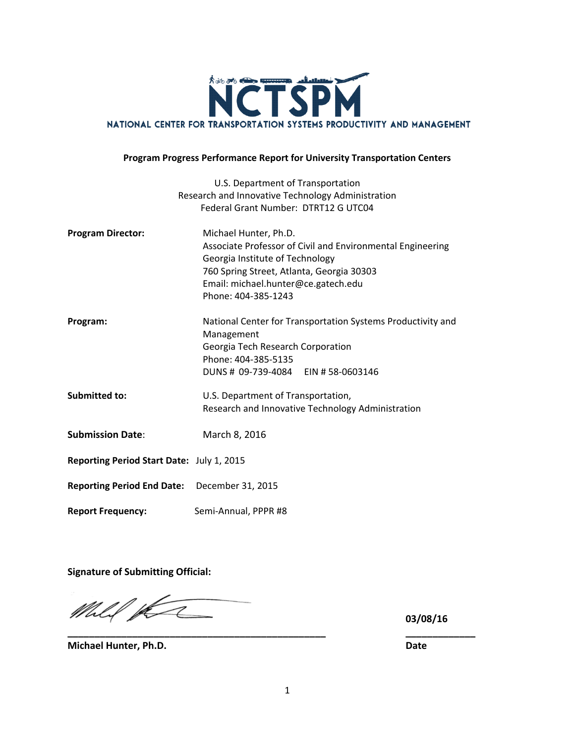# NCTSPM

NATIONAL CENTER FOR TRANSPORTATION SYSTEMS PRODUCTIVITY AND MANAGEMENT

**Program Progress Performance Report for University Transportation Centers**

U.S. Department of Transportation
Research and Innovative Technology Administration
Federal Grant Number: DTRT12 G UTC04

**Program Director:** Michael Hunter, Ph.D.
Associate Professor of Civil and Environmental Engineering
Georgia Institute of Technology
760 Spring Street, Atlanta, Georgia 30303
Email: michael.hunter@ce.gatech.edu
Phone: 404-385-1243

**Program:** National Center for Transportation Systems Productivity and Management
Georgia Tech Research Corporation
Phone: 404-385-5135
DUNS # 09-739-4084 EIN # 58-0603146

**Submitted to:** U.S. Department of Transportation,
Research and Innovative Technology Administration

**Submission Date**: March 8, 2016

**Reporting Period Start Date:** July 1, 2015

**Reporting Period End Date:** December 31, 2015

**Report Frequency:** Semi-Annual, PPPR #8

**Signature of Submitting Official:**

______________________________ **03/08/16**

**Michael Hunter, Ph.D.** **Date**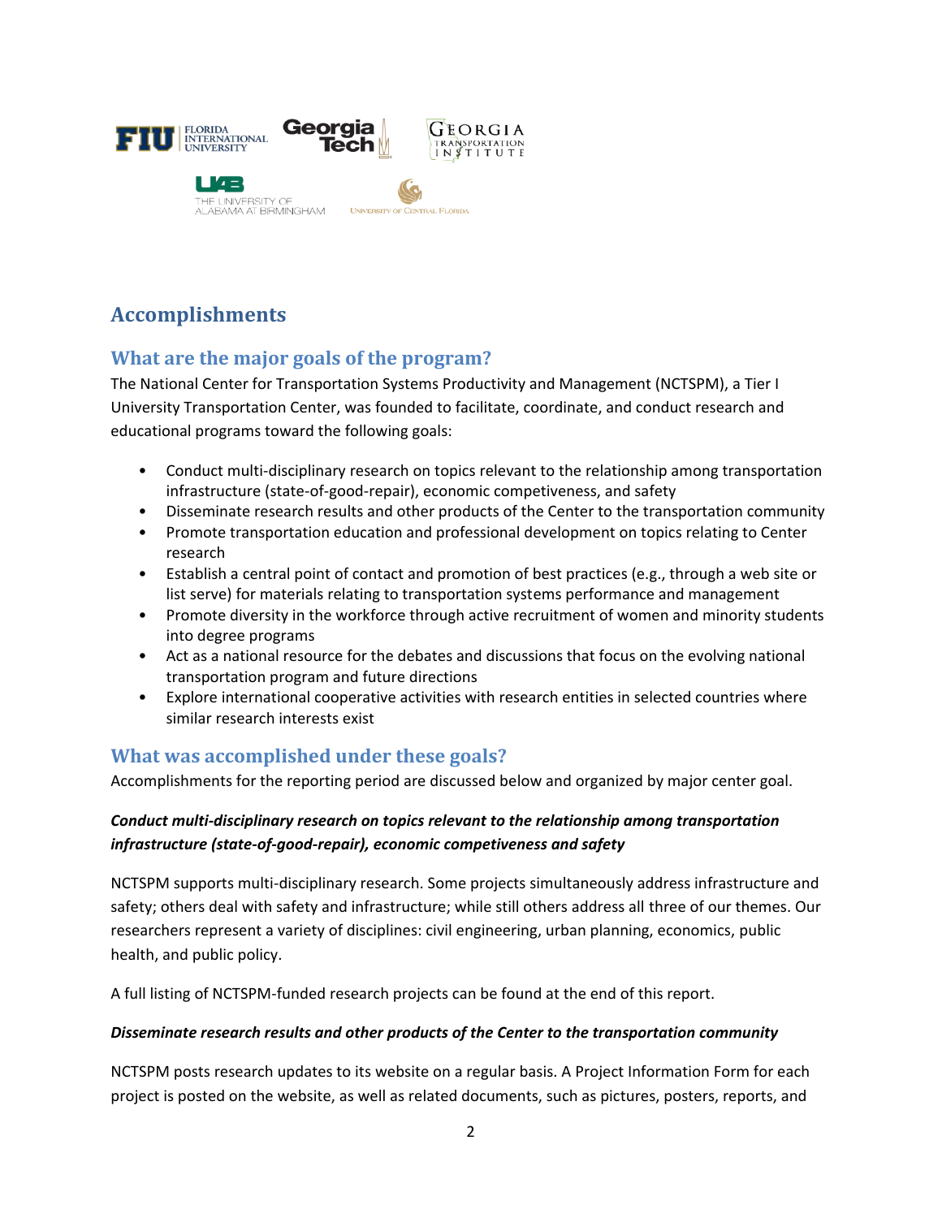## Accomplishments

### What are the major goals of the program?

The National Center for Transportation Systems Productivity and Management (NCTSPM), a Tier I University Transportation Center, was founded to facilitate, coordinate, and conduct research and educational programs toward the following goals:

- Conduct multi-disciplinary research on topics relevant to the relationship among transportation infrastructure (state-of-good-repair), economic competiveness, and safety
- Disseminate research results and other products of the Center to the transportation community
- Promote transportation education and professional development on topics relating to Center research
- Establish a central point of contact and promotion of best practices (e.g., through a web site or list serve) for materials relating to transportation systems performance and management
- Promote diversity in the workforce through active recruitment of women and minority students into degree programs
- Act as a national resource for the debates and discussions that focus on the evolving national transportation program and future directions
- Explore international cooperative activities with research entities in selected countries where similar research interests exist

### What was accomplished under these goals?

Accomplishments for the reporting period are discussed below and organized by major center goal.

***Conduct multi-disciplinary research on topics relevant to the relationship among transportation infrastructure (state-of-good-repair), economic competiveness and safety***

NCTSPM supports multi-disciplinary research. Some projects simultaneously address infrastructure and safety; others deal with safety and infrastructure; while still others address all three of our themes. Our researchers represent a variety of disciplines: civil engineering, urban planning, economics, public health, and public policy.

A full listing of NCTSPM-funded research projects can be found at the end of this report.

***Disseminate research results and other products of the Center to the transportation community***

NCTSPM posts research updates to its website on a regular basis. A Project Information Form for each project is posted on the website, as well as related documents, such as pictures, posters, reports, and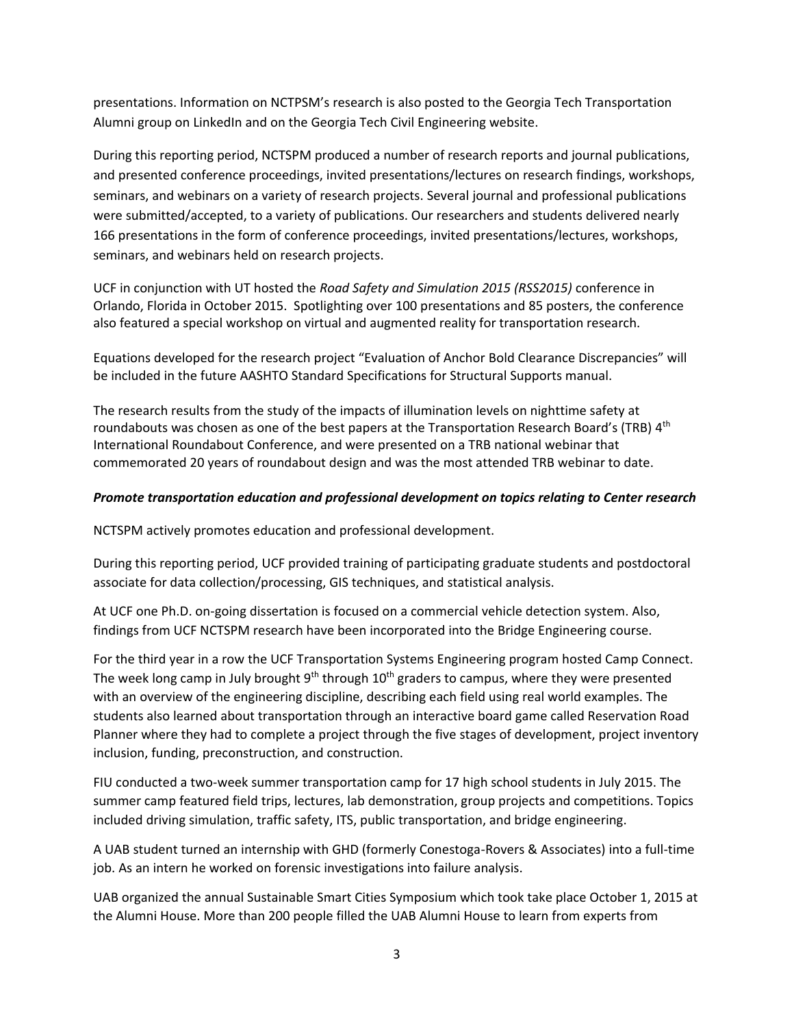presentations. Information on NCTPSM's research is also posted to the Georgia Tech Transportation Alumni group on LinkedIn and on the Georgia Tech Civil Engineering website.

During this reporting period, NCTSPM produced a number of research reports and journal publications, and presented conference proceedings, invited presentations/lectures on research findings, workshops, seminars, and webinars on a variety of research projects. Several journal and professional publications were submitted/accepted, to a variety of publications. Our researchers and students delivered nearly 166 presentations in the form of conference proceedings, invited presentations/lectures, workshops, seminars, and webinars held on research projects.

UCF in conjunction with UT hosted the *Road Safety and Simulation 2015 (RSS2015)* conference in Orlando, Florida in October 2015. Spotlighting over 100 presentations and 85 posters, the conference also featured a special workshop on virtual and augmented reality for transportation research.

Equations developed for the research project "Evaluation of Anchor Bold Clearance Discrepancies" will be included in the future AASHTO Standard Specifications for Structural Supports manual.

The research results from the study of the impacts of illumination levels on nighttime safety at roundabouts was chosen as one of the best papers at the Transportation Research Board's (TRB) 4th International Roundabout Conference, and were presented on a TRB national webinar that commemorated 20 years of roundabout design and was the most attended TRB webinar to date.

***Promote transportation education and professional development on topics relating to Center research***

NCTSPM actively promotes education and professional development.

During this reporting period, UCF provided training of participating graduate students and postdoctoral associate for data collection/processing, GIS techniques, and statistical analysis.

At UCF one Ph.D. on-going dissertation is focused on a commercial vehicle detection system. Also, findings from UCF NCTSPM research have been incorporated into the Bridge Engineering course.

For the third year in a row the UCF Transportation Systems Engineering program hosted Camp Connect. The week long camp in July brought 9th through 10th graders to campus, where they were presented with an overview of the engineering discipline, describing each field using real world examples. The students also learned about transportation through an interactive board game called Reservation Road Planner where they had to complete a project through the five stages of development, project inventory inclusion, funding, preconstruction, and construction.

FIU conducted a two-week summer transportation camp for 17 high school students in July 2015. The summer camp featured field trips, lectures, lab demonstration, group projects and competitions. Topics included driving simulation, traffic safety, ITS, public transportation, and bridge engineering.

A UAB student turned an internship with GHD (formerly Conestoga-Rovers & Associates) into a full-time job. As an intern he worked on forensic investigations into failure analysis.

UAB organized the annual Sustainable Smart Cities Symposium which took take place October 1, 2015 at the Alumni House. More than 200 people filled the UAB Alumni House to learn from experts from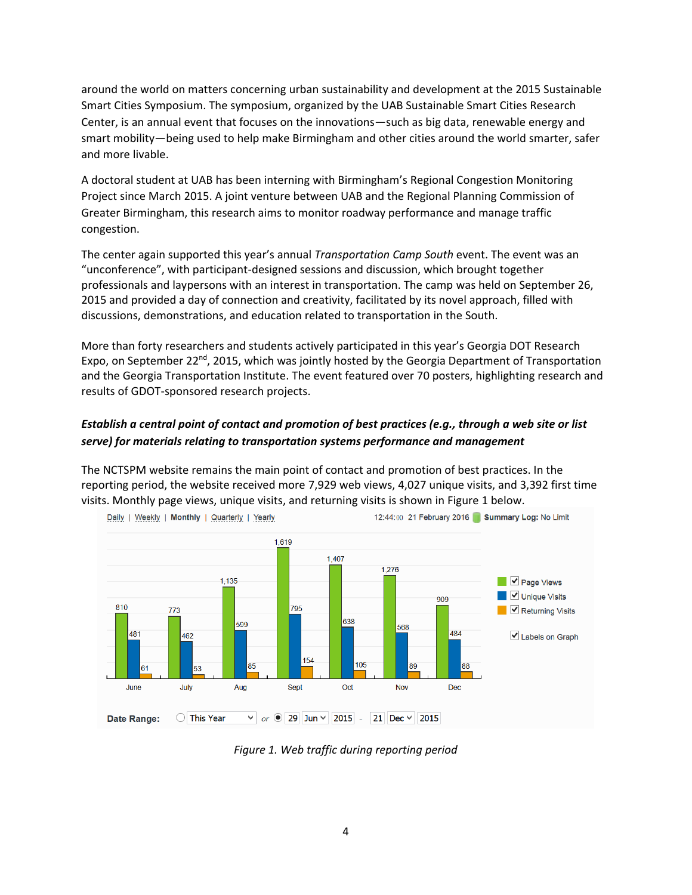around the world on matters concerning urban sustainability and development at the 2015 Sustainable Smart Cities Symposium. The symposium, organized by the UAB Sustainable Smart Cities Research Center, is an annual event that focuses on the innovations—such as big data, renewable energy and smart mobility—being used to help make Birmingham and other cities around the world smarter, safer and more livable.

A doctoral student at UAB has been interning with Birmingham's Regional Congestion Monitoring Project since March 2015. A joint venture between UAB and the Regional Planning Commission of Greater Birmingham, this research aims to monitor roadway performance and manage traffic congestion.

The center again supported this year's annual *Transportation Camp South* event. The event was an "unconference", with participant-designed sessions and discussion, which brought together professionals and laypersons with an interest in transportation. The camp was held on September 26, 2015 and provided a day of connection and creativity, facilitated by its novel approach, filled with discussions, demonstrations, and education related to transportation in the South.

More than forty researchers and students actively participated in this year's Georgia DOT Research Expo, on September 22nd, 2015, which was jointly hosted by the Georgia Department of Transportation and the Georgia Transportation Institute. The event featured over 70 posters, highlighting research and results of GDOT-sponsored research projects.

***Establish a central point of contact and promotion of best practices (e.g., through a web site or list serve) for materials relating to transportation systems performance and management***

The NCTSPM website remains the main point of contact and promotion of best practices. In the reporting period, the website received more 7,929 web views, 4,027 unique visits, and 3,392 first time visits. Monthly page views, unique visits, and returning visits is shown in Figure 1 below.

| Month | Page Views | Unique Visits | Returning Visits |
|---|---|---|---|
| June | 810 | 481 | 61 |
| July | 773 | 462 | 53 |
| Aug | 1,135 | 599 | 85 |
| Sept | 1,619 | 795 | 154 |
| Oct | 1,407 | 638 | 105 |
| Nov | 1,276 | 568 | 89 |
| Dec | 909 | 484 | 88 |

Date Range: 29 Jun 2015 - 21 Dec 2015

*Figure 1. Web traffic during reporting period*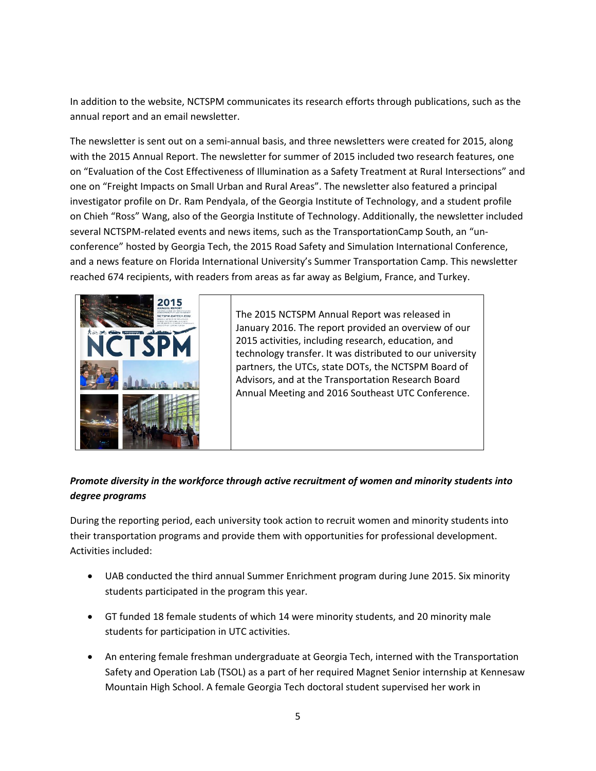In addition to the website, NCTSPM communicates its research efforts through publications, such as the annual report and an email newsletter.

The newsletter is sent out on a semi-annual basis, and three newsletters were created for 2015, along with the 2015 Annual Report. The newsletter for summer of 2015 included two research features, one on “Evaluation of the Cost Effectiveness of Illumination as a Safety Treatment at Rural Intersections” and one on “Freight Impacts on Small Urban and Rural Areas”. The newsletter also featured a principal investigator profile on Dr. Ram Pendyala, of the Georgia Institute of Technology, and a student profile on Chieh “Ross” Wang, also of the Georgia Institute of Technology. Additionally, the newsletter included several NCTSPM-related events and news items, such as the TransportationCamp South, an “un-conference” hosted by Georgia Tech, the 2015 Road Safety and Simulation International Conference, and a news feature on Florida International University’s Summer Transportation Camp. This newsletter reached 674 recipients, with readers from areas as far away as Belgium, France, and Turkey.

The 2015 NCTSPM Annual Report was released in January 2016. The report provided an overview of our 2015 activities, including research, education, and technology transfer. It was distributed to our university partners, the UTCs, state DOTs, the NCTSPM Board of Advisors, and at the Transportation Research Board Annual Meeting and 2016 Southeast UTC Conference.

***Promote diversity in the workforce through active recruitment of women and minority students into degree programs***

During the reporting period, each university took action to recruit women and minority students into their transportation programs and provide them with opportunities for professional development. Activities included:

- UAB conducted the third annual Summer Enrichment program during June 2015. Six minority students participated in the program this year.
- GT funded 18 female students of which 14 were minority students, and 20 minority male students for participation in UTC activities.
- An entering female freshman undergraduate at Georgia Tech, interned with the Transportation Safety and Operation Lab (TSOL) as a part of her required Magnet Senior internship at Kennesaw Mountain High School. A female Georgia Tech doctoral student supervised her work in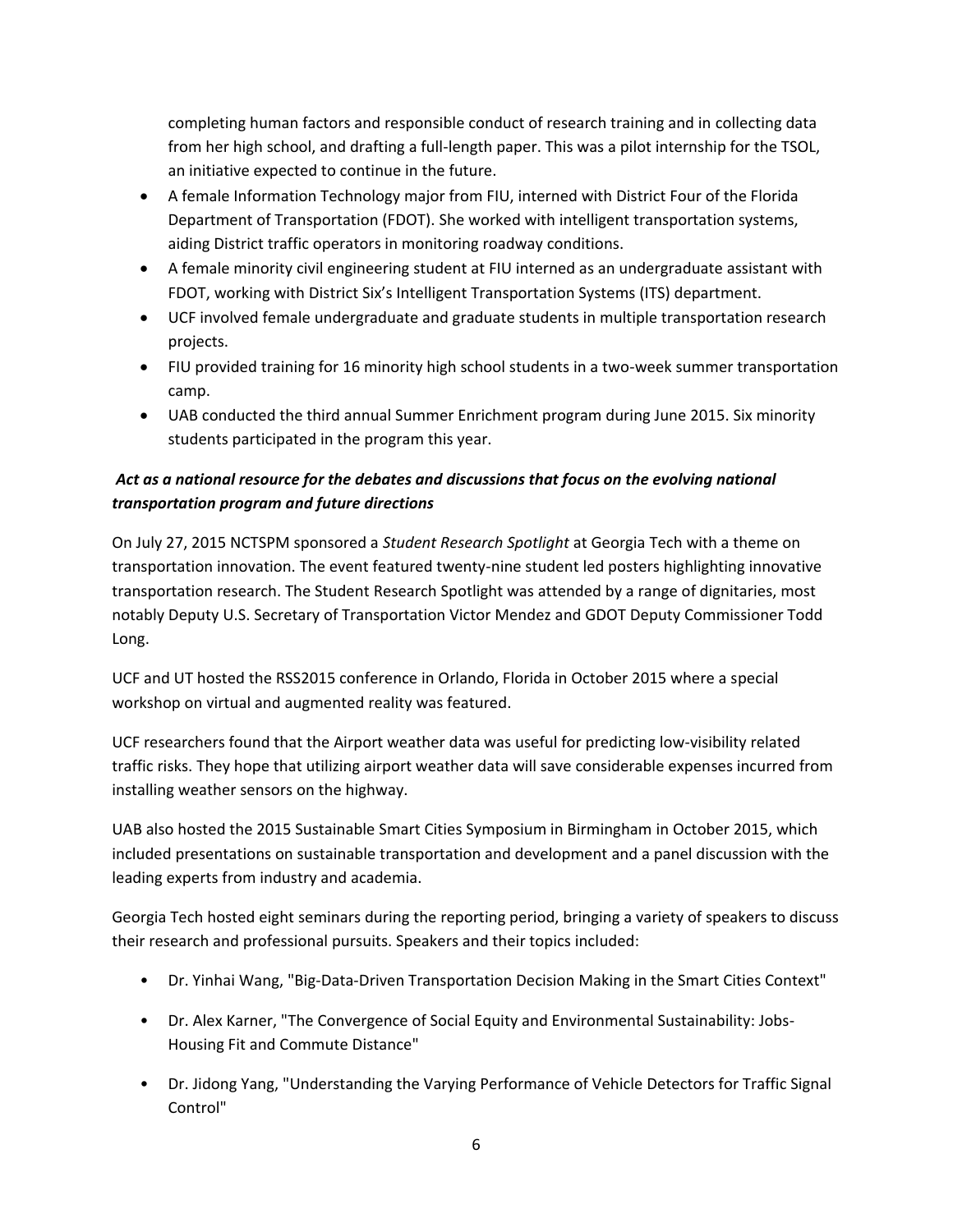completing human factors and responsible conduct of research training and in collecting data from her high school, and drafting a full-length paper. This was a pilot internship for the TSOL, an initiative expected to continue in the future.

- A female Information Technology major from FIU, interned with District Four of the Florida Department of Transportation (FDOT). She worked with intelligent transportation systems, aiding District traffic operators in monitoring roadway conditions.
- A female minority civil engineering student at FIU interned as an undergraduate assistant with FDOT, working with District Six's Intelligent Transportation Systems (ITS) department.
- UCF involved female undergraduate and graduate students in multiple transportation research projects.
- FIU provided training for 16 minority high school students in a two-week summer transportation camp.
- UAB conducted the third annual Summer Enrichment program during June 2015. Six minority students participated in the program this year.

***Act as a national resource for the debates and discussions that focus on the evolving national transportation program and future directions***

On July 27, 2015 NCTSPM sponsored a *Student Research Spotlight* at Georgia Tech with a theme on transportation innovation. The event featured twenty-nine student led posters highlighting innovative transportation research. The Student Research Spotlight was attended by a range of dignitaries, most notably Deputy U.S. Secretary of Transportation Victor Mendez and GDOT Deputy Commissioner Todd Long.

UCF and UT hosted the RSS2015 conference in Orlando, Florida in October 2015 where a special workshop on virtual and augmented reality was featured.

UCF researchers found that the Airport weather data was useful for predicting low-visibility related traffic risks. They hope that utilizing airport weather data will save considerable expenses incurred from installing weather sensors on the highway.

UAB also hosted the 2015 Sustainable Smart Cities Symposium in Birmingham in October 2015, which included presentations on sustainable transportation and development and a panel discussion with the leading experts from industry and academia.

Georgia Tech hosted eight seminars during the reporting period, bringing a variety of speakers to discuss their research and professional pursuits. Speakers and their topics included:

- Dr. Yinhai Wang, "Big-Data-Driven Transportation Decision Making in the Smart Cities Context"
- Dr. Alex Karner, "The Convergence of Social Equity and Environmental Sustainability: Jobs-Housing Fit and Commute Distance"
- Dr. Jidong Yang, "Understanding the Varying Performance of Vehicle Detectors for Traffic Signal Control"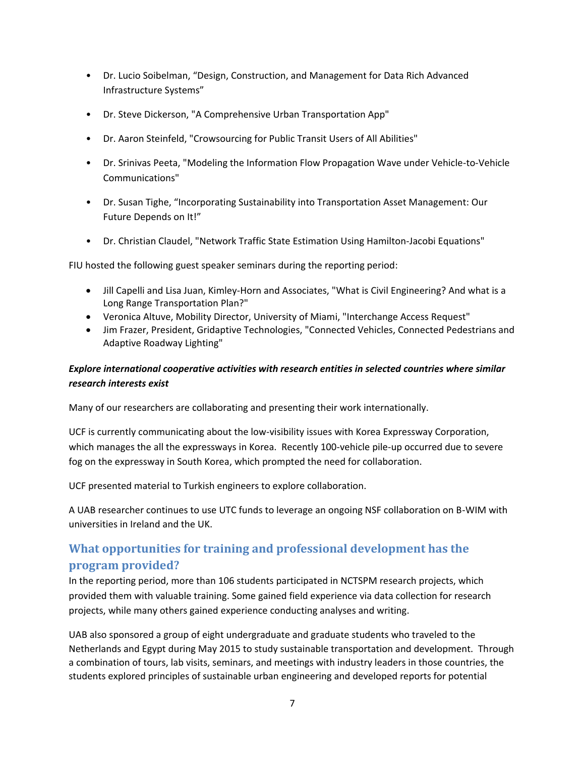- Dr. Lucio Soibelman, “Design, Construction, and Management for Data Rich Advanced Infrastructure Systems”
- Dr. Steve Dickerson, "A Comprehensive Urban Transportation App"
- Dr. Aaron Steinfeld, "Crowsourcing for Public Transit Users of All Abilities"
- Dr. Srinivas Peeta, "Modeling the Information Flow Propagation Wave under Vehicle-to-Vehicle Communications"
- Dr. Susan Tighe, “Incorporating Sustainability into Transportation Asset Management: Our Future Depends on It!”
- Dr. Christian Claudel, "Network Traffic State Estimation Using Hamilton-Jacobi Equations"

FIU hosted the following guest speaker seminars during the reporting period:

- Jill Capelli and Lisa Juan, Kimley-Horn and Associates, "What is Civil Engineering? And what is a Long Range Transportation Plan?"
- Veronica Altuve, Mobility Director, University of Miami, "Interchange Access Request"
- Jim Frazer, President, Gridaptive Technologies, "Connected Vehicles, Connected Pedestrians and Adaptive Roadway Lighting"

***Explore international cooperative activities with research entities in selected countries where similar research interests exist***

Many of our researchers are collaborating and presenting their work internationally.

UCF is currently communicating about the low-visibility issues with Korea Expressway Corporation, which manages the all the expressways in Korea. Recently 100-vehicle pile-up occurred due to severe fog on the expressway in South Korea, which prompted the need for collaboration.

UCF presented material to Turkish engineers to explore collaboration.

A UAB researcher continues to use UTC funds to leverage an ongoing NSF collaboration on B-WIM with universities in Ireland and the UK.

## What opportunities for training and professional development has the program provided?

In the reporting period, more than 106 students participated in NCTSPM research projects, which provided them with valuable training. Some gained field experience via data collection for research projects, while many others gained experience conducting analyses and writing.

UAB also sponsored a group of eight undergraduate and graduate students who traveled to the Netherlands and Egypt during May 2015 to study sustainable transportation and development. Through a combination of tours, lab visits, seminars, and meetings with industry leaders in those countries, the students explored principles of sustainable urban engineering and developed reports for potential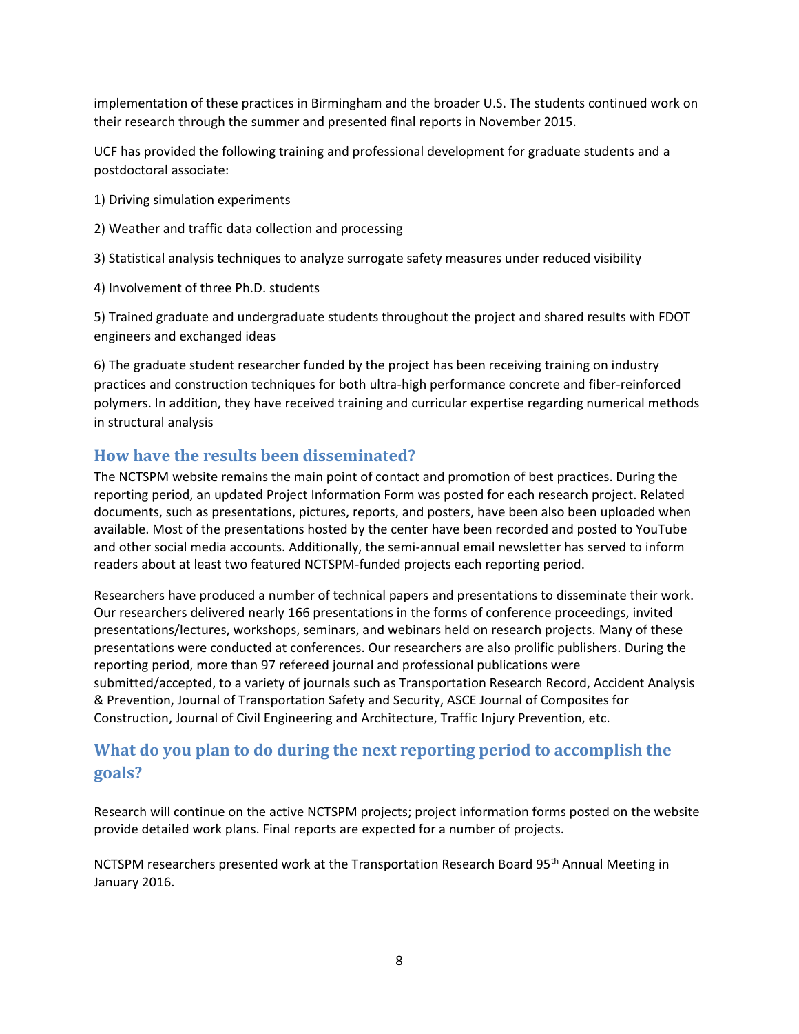implementation of these practices in Birmingham and the broader U.S. The students continued work on their research through the summer and presented final reports in November 2015.

UCF has provided the following training and professional development for graduate students and a postdoctoral associate:

1) Driving simulation experiments

2) Weather and traffic data collection and processing

3) Statistical analysis techniques to analyze surrogate safety measures under reduced visibility

4) Involvement of three Ph.D. students

5) Trained graduate and undergraduate students throughout the project and shared results with FDOT engineers and exchanged ideas

6) The graduate student researcher funded by the project has been receiving training on industry practices and construction techniques for both ultra-high performance concrete and fiber-reinforced polymers. In addition, they have received training and curricular expertise regarding numerical methods in structural analysis

## How have the results been disseminated?

The NCTSPM website remains the main point of contact and promotion of best practices. During the reporting period, an updated Project Information Form was posted for each research project. Related documents, such as presentations, pictures, reports, and posters, have been also been uploaded when available. Most of the presentations hosted by the center have been recorded and posted to YouTube and other social media accounts. Additionally, the semi-annual email newsletter has served to inform readers about at least two featured NCTSPM-funded projects each reporting period.

Researchers have produced a number of technical papers and presentations to disseminate their work. Our researchers delivered nearly 166 presentations in the forms of conference proceedings, invited presentations/lectures, workshops, seminars, and webinars held on research projects. Many of these presentations were conducted at conferences. Our researchers are also prolific publishers. During the reporting period, more than 97 refereed journal and professional publications were submitted/accepted, to a variety of journals such as Transportation Research Record, Accident Analysis & Prevention, Journal of Transportation Safety and Security, ASCE Journal of Composites for Construction, Journal of Civil Engineering and Architecture, Traffic Injury Prevention, etc.

## What do you plan to do during the next reporting period to accomplish the goals?

Research will continue on the active NCTSPM projects; project information forms posted on the website provide detailed work plans. Final reports are expected for a number of projects.

NCTSPM researchers presented work at the Transportation Research Board 95th Annual Meeting in January 2016.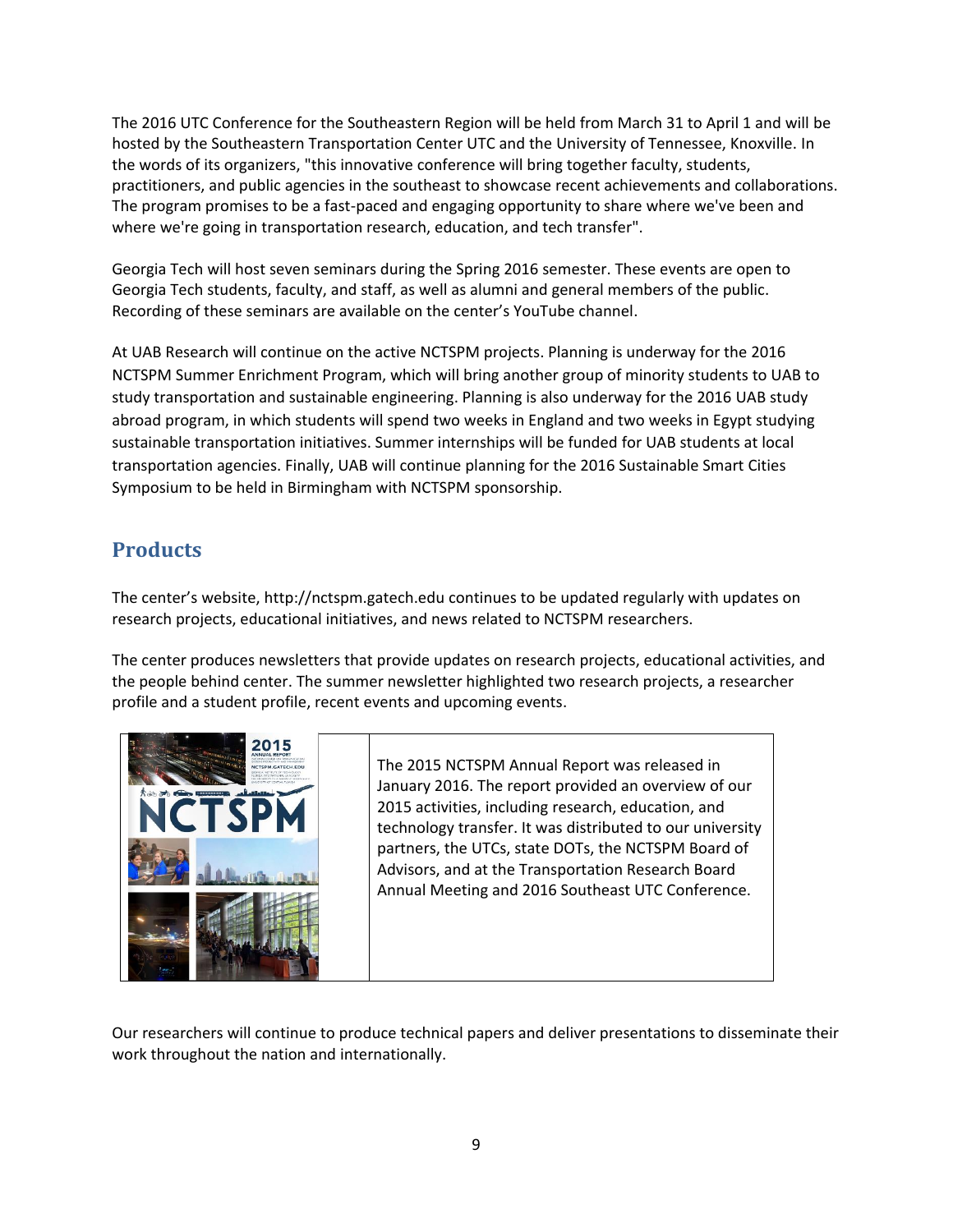The 2016 UTC Conference for the Southeastern Region will be held from March 31 to April 1 and will be hosted by the Southeastern Transportation Center UTC and the University of Tennessee, Knoxville. In the words of its organizers, "this innovative conference will bring together faculty, students, practitioners, and public agencies in the southeast to showcase recent achievements and collaborations. The program promises to be a fast-paced and engaging opportunity to share where we've been and where we're going in transportation research, education, and tech transfer".

Georgia Tech will host seven seminars during the Spring 2016 semester. These events are open to Georgia Tech students, faculty, and staff, as well as alumni and general members of the public. Recording of these seminars are available on the center's YouTube channel.

At UAB Research will continue on the active NCTSPM projects. Planning is underway for the 2016 NCTSPM Summer Enrichment Program, which will bring another group of minority students to UAB to study transportation and sustainable engineering. Planning is also underway for the 2016 UAB study abroad program, in which students will spend two weeks in England and two weeks in Egypt studying sustainable transportation initiatives. Summer internships will be funded for UAB students at local transportation agencies. Finally, UAB will continue planning for the 2016 Sustainable Smart Cities Symposium to be held in Birmingham with NCTSPM sponsorship.

## Products

The center's website, http://nctspm.gatech.edu continues to be updated regularly with updates on research projects, educational initiatives, and news related to NCTSPM researchers.

The center produces newsletters that provide updates on research projects, educational activities, and the people behind center. The summer newsletter highlighted two research projects, a researcher profile and a student profile, recent events and upcoming events.

The 2015 NCTSPM Annual Report was released in January 2016. The report provided an overview of our 2015 activities, including research, education, and technology transfer. It was distributed to our university partners, the UTCs, state DOTs, the NCTSPM Board of Advisors, and at the Transportation Research Board Annual Meeting and 2016 Southeast UTC Conference.

Our researchers will continue to produce technical papers and deliver presentations to disseminate their work throughout the nation and internationally.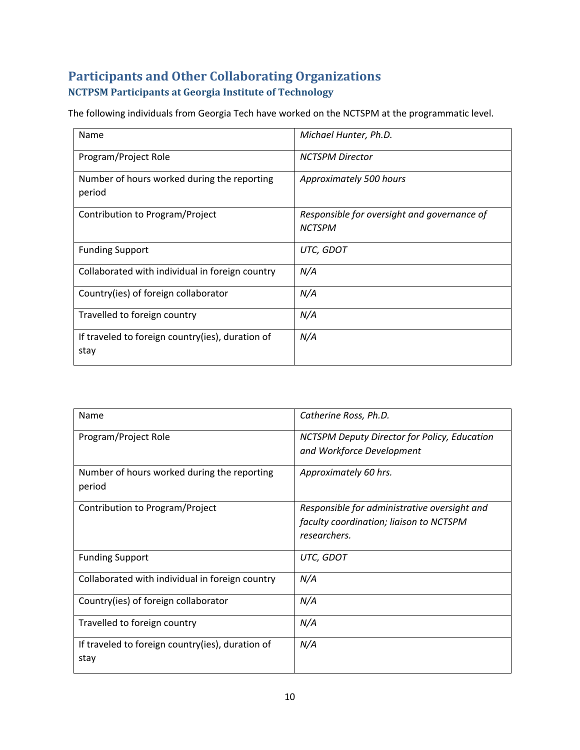## Participants and Other Collaborating Organizations

### NCTPSM Participants at Georgia Institute of Technology

The following individuals from Georgia Tech have worked on the NCTSPM at the programmatic level.

| | |
|---|---|
| Name | *Michael Hunter, Ph.D.* |
| Program/Project Role | *NCTSPM Director* |
| Number of hours worked during the reporting period | *Approximately 500 hours* |
| Contribution to Program/Project | *Responsible for oversight and governance of NCTSPM* |
| Funding Support | *UTC, GDOT* |
| Collaborated with individual in foreign country | *N/A* |
| Country(ies) of foreign collaborator | *N/A* |
| Travelled to foreign country | *N/A* |
| If traveled to foreign country(ies), duration of stay | *N/A* |

| | |
|---|---|
| Name | *Catherine Ross, Ph.D.* |
| Program/Project Role | *NCTSPM Deputy Director for Policy, Education and Workforce Development* |
| Number of hours worked during the reporting period | *Approximately 60 hrs.* |
| Contribution to Program/Project | *Responsible for administrative oversight and faculty coordination; liaison to NCTSPM researchers.* |
| Funding Support | *UTC, GDOT* |
| Collaborated with individual in foreign country | *N/A* |
| Country(ies) of foreign collaborator | *N/A* |
| Travelled to foreign country | *N/A* |
| If traveled to foreign country(ies), duration of stay | *N/A* |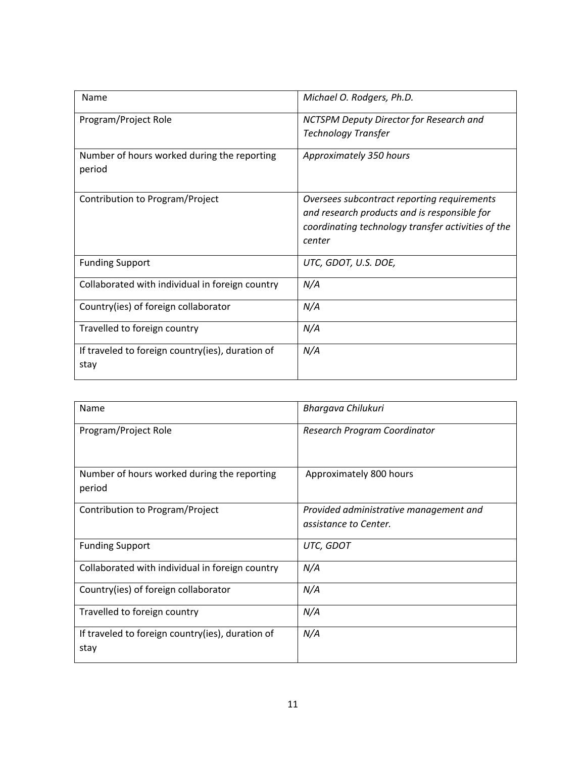| Name | *Michael O. Rodgers, Ph.D.* |
|---|---|
| Program/Project Role | *NCTSPM Deputy Director for Research and Technology Transfer* |
| Number of hours worked during the reporting period | *Approximately 350 hours* |
| Contribution to Program/Project | *Oversees subcontract reporting requirements and research products and is responsible for coordinating technology transfer activities of the center* |
| Funding Support | *UTC, GDOT, U.S. DOE,* |
| Collaborated with individual in foreign country | *N/A* |
| Country(ies) of foreign collaborator | *N/A* |
| Travelled to foreign country | *N/A* |
| If traveled to foreign country(ies), duration of stay | *N/A* |

| Name | *Bhargava Chilukuri* |
|---|---|
| Program/Project Role | *Research Program Coordinator* |
| Number of hours worked during the reporting period | Approximately 800 hours |
| Contribution to Program/Project | *Provided administrative management and assistance to Center.* |
| Funding Support | *UTC, GDOT* |
| Collaborated with individual in foreign country | *N/A* |
| Country(ies) of foreign collaborator | *N/A* |
| Travelled to foreign country | *N/A* |
| If traveled to foreign country(ies), duration of stay | *N/A* |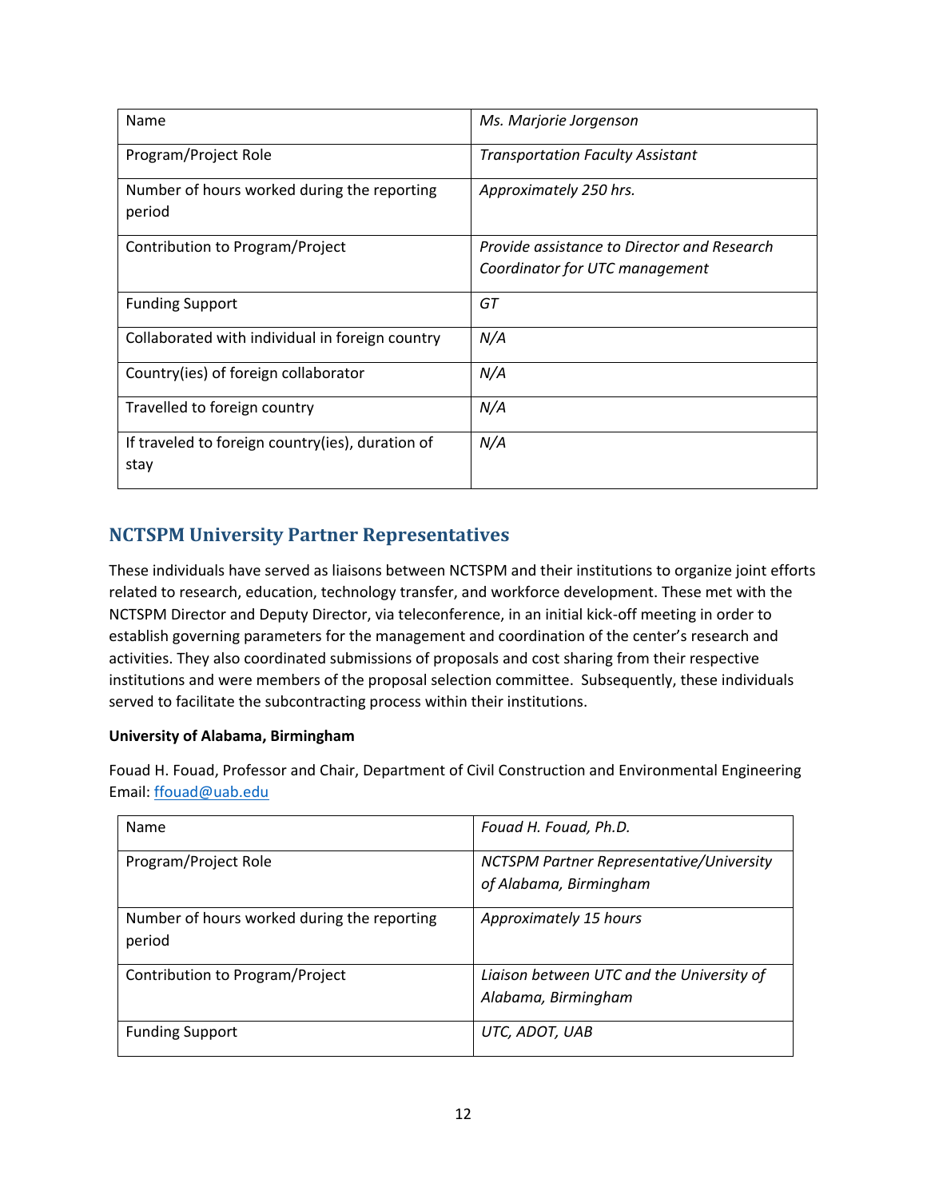| Name | *Ms. Marjorie Jorgenson* |
| --- | --- |
| Program/Project Role | *Transportation Faculty Assistant* |
| Number of hours worked during the reporting period | *Approximately 250 hrs.* |
| Contribution to Program/Project | *Provide assistance to Director and Research Coordinator for UTC management* |
| Funding Support | *GT* |
| Collaborated with individual in foreign country | *N/A* |
| Country(ies) of foreign collaborator | *N/A* |
| Travelled to foreign country | *N/A* |
| If traveled to foreign country(ies), duration of stay | *N/A* |

## NCTSPM University Partner Representatives

These individuals have served as liaisons between NCTSPM and their institutions to organize joint efforts related to research, education, technology transfer, and workforce development. These met with the NCTSPM Director and Deputy Director, via teleconference, in an initial kick-off meeting in order to establish governing parameters for the management and coordination of the center's research and activities. They also coordinated submissions of proposals and cost sharing from their respective institutions and were members of the proposal selection committee. Subsequently, these individuals served to facilitate the subcontracting process within their institutions.

**University of Alabama, Birmingham**

Fouad H. Fouad, Professor and Chair, Department of Civil Construction and Environmental Engineering
Email: ffouad@uab.edu

| Name | *Fouad H. Fouad, Ph.D.* |
| --- | --- |
| Program/Project Role | *NCTSPM Partner Representative/University of Alabama, Birmingham* |
| Number of hours worked during the reporting period | *Approximately 15 hours* |
| Contribution to Program/Project | *Liaison between UTC and the University of Alabama, Birmingham* |
| Funding Support | *UTC, ADOT, UAB* |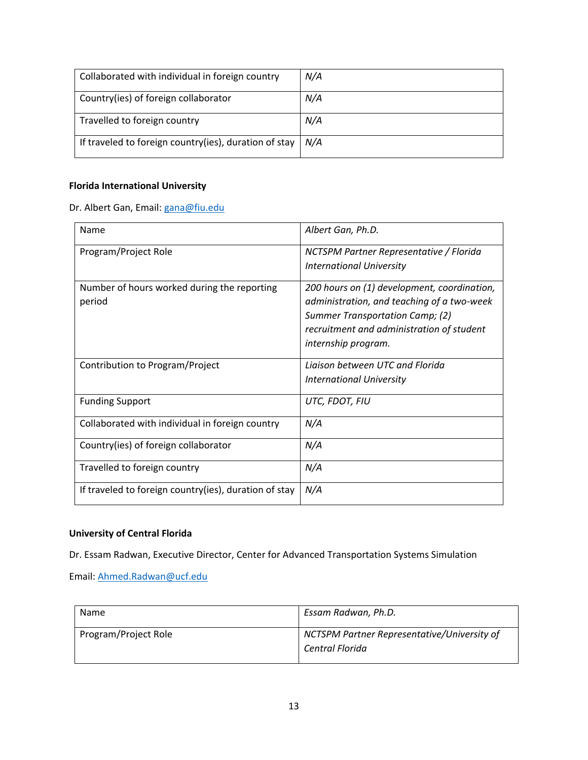| Collaborated with individual in foreign country | *N/A* |
|---|---|
| Country(ies) of foreign collaborator | *N/A* |
| Travelled to foreign country | *N/A* |
| If traveled to foreign country(ies), duration of stay | *N/A* |

**Florida International University**

Dr. Albert Gan, Email: gana@fiu.edu

| Name | *Albert Gan, Ph.D.* |
|---|---|
| Program/Project Role | *NCTSPM Partner Representative / Florida International University* |
| Number of hours worked during the reporting period | *200 hours on (1) development, coordination, administration, and teaching of a two-week Summer Transportation Camp; (2) recruitment and administration of student internship program.* |
| Contribution to Program/Project | *Liaison between UTC and Florida International University* |
| Funding Support | *UTC, FDOT, FIU* |
| Collaborated with individual in foreign country | *N/A* |
| Country(ies) of foreign collaborator | *N/A* |
| Travelled to foreign country | *N/A* |
| If traveled to foreign country(ies), duration of stay | *N/A* |

**University of Central Florida**

Dr. Essam Radwan, Executive Director, Center for Advanced Transportation Systems Simulation

Email: Ahmed.Radwan@ucf.edu

| Name | *Essam Radwan, Ph.D.* |
|---|---|
| Program/Project Role | *NCTSPM Partner Representative/University of Central Florida* |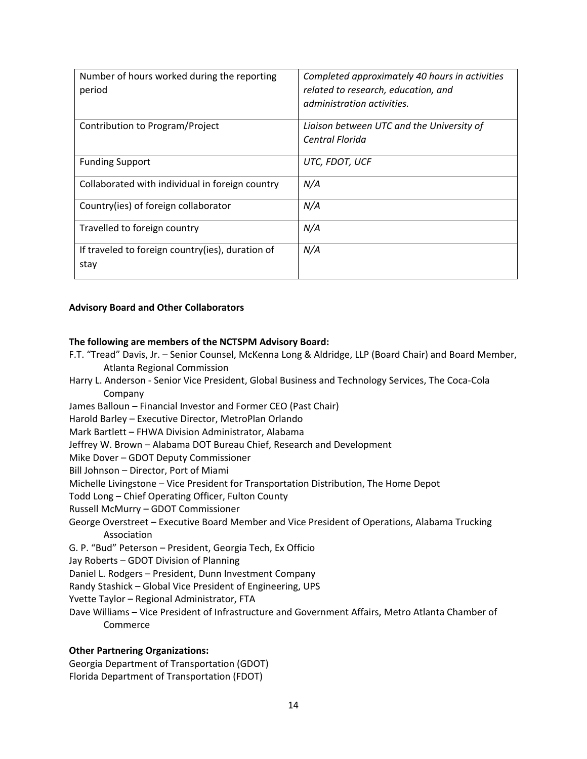| Number of hours worked during the reporting period | *Completed approximately 40 hours in activities related to research, education, and administration activities.* |
|---|---|
| Contribution to Program/Project | *Liaison between UTC and the University of Central Florida* |
| Funding Support | *UTC, FDOT, UCF* |
| Collaborated with individual in foreign country | *N/A* |
| Country(ies) of foreign collaborator | *N/A* |
| Travelled to foreign country | *N/A* |
| If traveled to foreign country(ies), duration of stay | *N/A* |

**Advisory Board and Other Collaborators**

**The following are members of the NCTSPM Advisory Board:**

F.T. "Tread" Davis, Jr. – Senior Counsel, McKenna Long & Aldridge, LLP (Board Chair) and Board Member, Atlanta Regional Commission
Harry L. Anderson - Senior Vice President, Global Business and Technology Services, The Coca-Cola Company
James Balloun – Financial Investor and Former CEO (Past Chair)
Harold Barley – Executive Director, MetroPlan Orlando
Mark Bartlett – FHWA Division Administrator, Alabama
Jeffrey W. Brown – Alabama DOT Bureau Chief, Research and Development
Mike Dover – GDOT Deputy Commissioner
Bill Johnson – Director, Port of Miami
Michelle Livingstone – Vice President for Transportation Distribution, The Home Depot
Todd Long – Chief Operating Officer, Fulton County
Russell McMurry – GDOT Commissioner
George Overstreet – Executive Board Member and Vice President of Operations, Alabama Trucking Association
G. P. "Bud" Peterson – President, Georgia Tech, Ex Officio
Jay Roberts – GDOT Division of Planning
Daniel L. Rodgers – President, Dunn Investment Company
Randy Stashick – Global Vice President of Engineering, UPS
Yvette Taylor – Regional Administrator, FTA
Dave Williams – Vice President of Infrastructure and Government Affairs, Metro Atlanta Chamber of Commerce

**Other Partnering Organizations:**

Georgia Department of Transportation (GDOT)
Florida Department of Transportation (FDOT)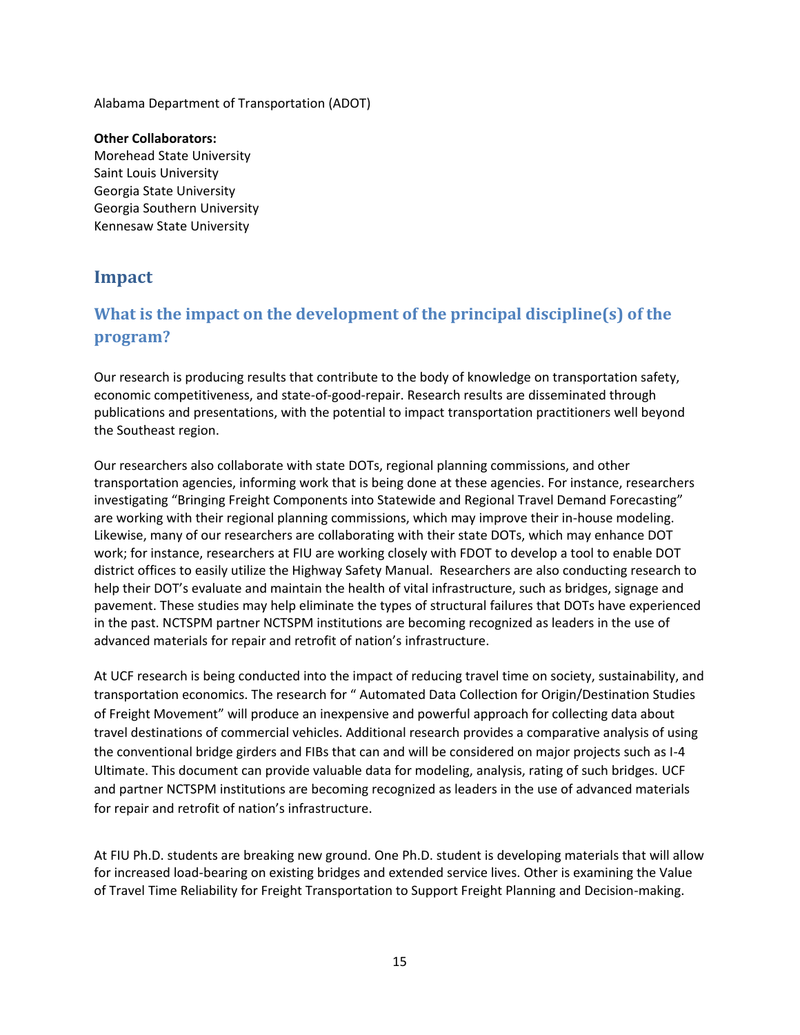Alabama Department of Transportation (ADOT)

**Other Collaborators:**
Morehead State University
Saint Louis University
Georgia State University
Georgia Southern University
Kennesaw State University

# Impact

## What is the impact on the development of the principal discipline(s) of the program?

Our research is producing results that contribute to the body of knowledge on transportation safety, economic competitiveness, and state-of-good-repair. Research results are disseminated through publications and presentations, with the potential to impact transportation practitioners well beyond the Southeast region.

Our researchers also collaborate with state DOTs, regional planning commissions, and other transportation agencies, informing work that is being done at these agencies. For instance, researchers investigating "Bringing Freight Components into Statewide and Regional Travel Demand Forecasting" are working with their regional planning commissions, which may improve their in-house modeling. Likewise, many of our researchers are collaborating with their state DOTs, which may enhance DOT work; for instance, researchers at FIU are working closely with FDOT to develop a tool to enable DOT district offices to easily utilize the Highway Safety Manual. Researchers are also conducting research to help their DOT's evaluate and maintain the health of vital infrastructure, such as bridges, signage and pavement. These studies may help eliminate the types of structural failures that DOTs have experienced in the past. NCTSPM partner NCTSPM institutions are becoming recognized as leaders in the use of advanced materials for repair and retrofit of nation's infrastructure.

At UCF research is being conducted into the impact of reducing travel time on society, sustainability, and transportation economics. The research for " Automated Data Collection for Origin/Destination Studies of Freight Movement" will produce an inexpensive and powerful approach for collecting data about travel destinations of commercial vehicles. Additional research provides a comparative analysis of using the conventional bridge girders and FIBs that can and will be considered on major projects such as I-4 Ultimate. This document can provide valuable data for modeling, analysis, rating of such bridges. UCF and partner NCTSPM institutions are becoming recognized as leaders in the use of advanced materials for repair and retrofit of nation's infrastructure.

At FIU Ph.D. students are breaking new ground. One Ph.D. student is developing materials that will allow for increased load-bearing on existing bridges and extended service lives. Other is examining the Value of Travel Time Reliability for Freight Transportation to Support Freight Planning and Decision-making.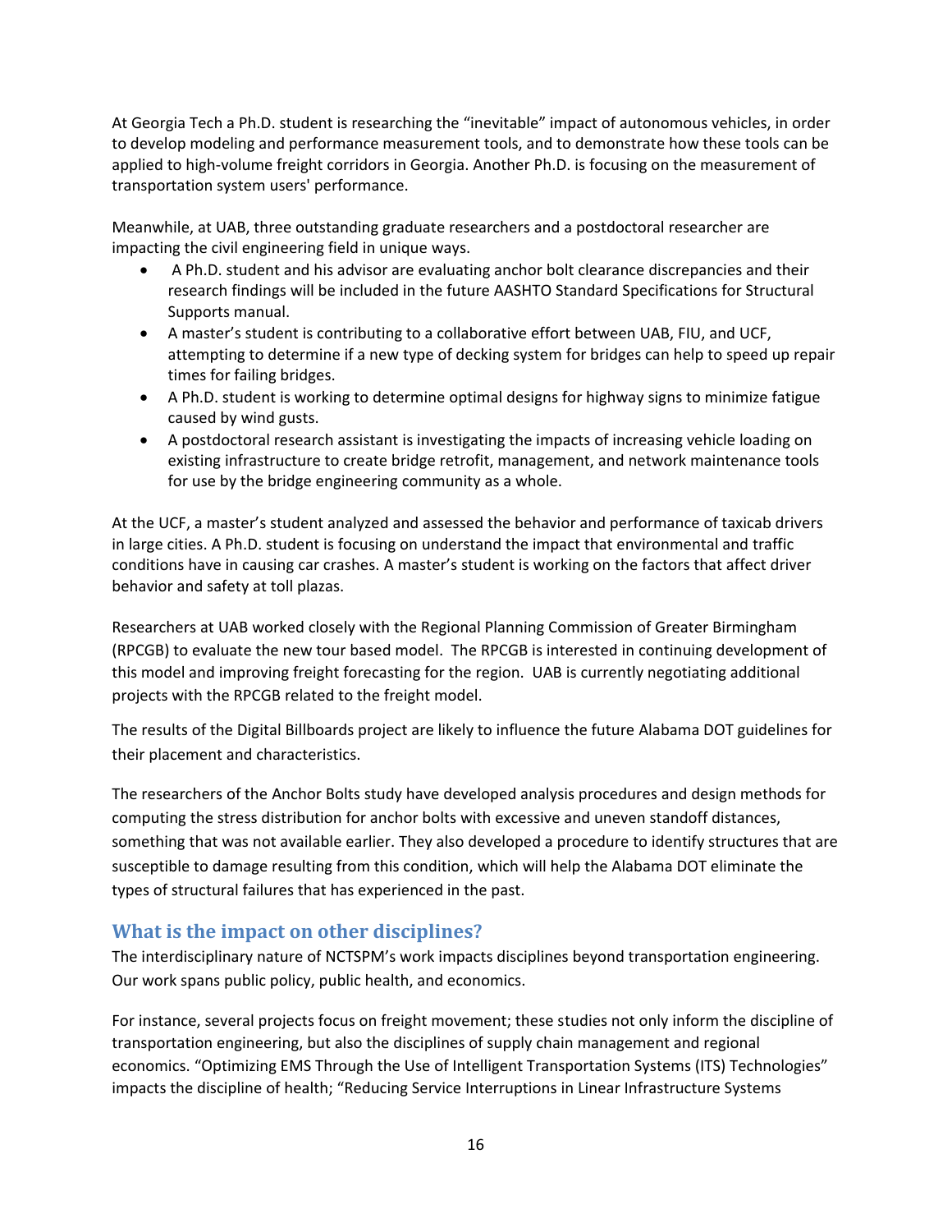At Georgia Tech a Ph.D. student is researching the "inevitable" impact of autonomous vehicles, in order to develop modeling and performance measurement tools, and to demonstrate how these tools can be applied to high-volume freight corridors in Georgia. Another Ph.D. is focusing on the measurement of transportation system users' performance.

Meanwhile, at UAB, three outstanding graduate researchers and a postdoctoral researcher are impacting the civil engineering field in unique ways.

- A Ph.D. student and his advisor are evaluating anchor bolt clearance discrepancies and their research findings will be included in the future AASHTO Standard Specifications for Structural Supports manual.
- A master's student is contributing to a collaborative effort between UAB, FIU, and UCF, attempting to determine if a new type of decking system for bridges can help to speed up repair times for failing bridges.
- A Ph.D. student is working to determine optimal designs for highway signs to minimize fatigue caused by wind gusts.
- A postdoctoral research assistant is investigating the impacts of increasing vehicle loading on existing infrastructure to create bridge retrofit, management, and network maintenance tools for use by the bridge engineering community as a whole.

At the UCF, a master's student analyzed and assessed the behavior and performance of taxicab drivers in large cities. A Ph.D. student is focusing on understand the impact that environmental and traffic conditions have in causing car crashes. A master's student is working on the factors that affect driver behavior and safety at toll plazas.

Researchers at UAB worked closely with the Regional Planning Commission of Greater Birmingham (RPCGB) to evaluate the new tour based model. The RPCGB is interested in continuing development of this model and improving freight forecasting for the region. UAB is currently negotiating additional projects with the RPCGB related to the freight model.

The results of the Digital Billboards project are likely to influence the future Alabama DOT guidelines for their placement and characteristics.

The researchers of the Anchor Bolts study have developed analysis procedures and design methods for computing the stress distribution for anchor bolts with excessive and uneven standoff distances, something that was not available earlier. They also developed a procedure to identify structures that are susceptible to damage resulting from this condition, which will help the Alabama DOT eliminate the types of structural failures that has experienced in the past.

## What is the impact on other disciplines?

The interdisciplinary nature of NCTSPM's work impacts disciplines beyond transportation engineering. Our work spans public policy, public health, and economics.

For instance, several projects focus on freight movement; these studies not only inform the discipline of transportation engineering, but also the disciplines of supply chain management and regional economics. "Optimizing EMS Through the Use of Intelligent Transportation Systems (ITS) Technologies" impacts the discipline of health; "Reducing Service Interruptions in Linear Infrastructure Systems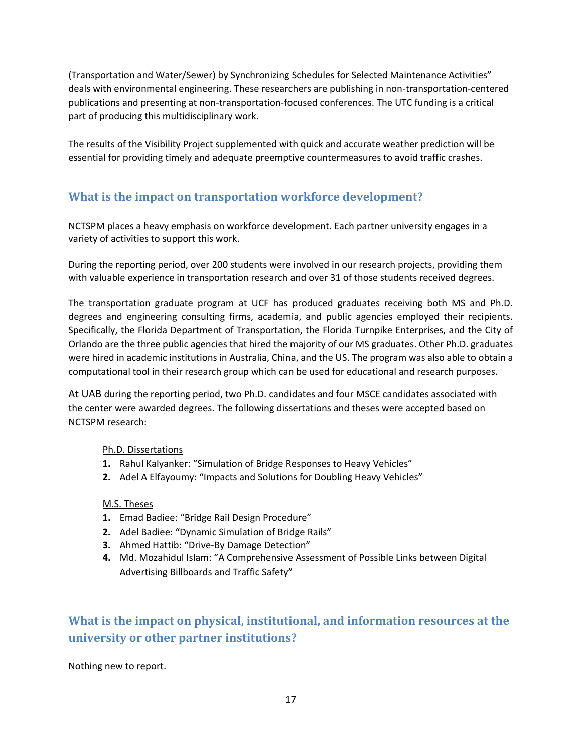(Transportation and Water/Sewer) by Synchronizing Schedules for Selected Maintenance Activities" deals with environmental engineering. These researchers are publishing in non-transportation-centered publications and presenting at non-transportation-focused conferences. The UTC funding is a critical part of producing this multidisciplinary work.

The results of the Visibility Project supplemented with quick and accurate weather prediction will be essential for providing timely and adequate preemptive countermeasures to avoid traffic crashes.

## What is the impact on transportation workforce development?

NCTSPM places a heavy emphasis on workforce development. Each partner university engages in a variety of activities to support this work.

During the reporting period, over 200 students were involved in our research projects, providing them with valuable experience in transportation research and over 31 of those students received degrees.

The transportation graduate program at UCF has produced graduates receiving both MS and Ph.D. degrees and engineering consulting firms, academia, and public agencies employed their recipients. Specifically, the Florida Department of Transportation, the Florida Turnpike Enterprises, and the City of Orlando are the three public agencies that hired the majority of our MS graduates. Other Ph.D. graduates were hired in academic institutions in Australia, China, and the US. The program was also able to obtain a computational tool in their research group which can be used for educational and research purposes.

At UAB during the reporting period, two Ph.D. candidates and four MSCE candidates associated with the center were awarded degrees. The following dissertations and theses were accepted based on NCTSPM research:

Ph.D. Dissertations

1. Rahul Kalyanker: "Simulation of Bridge Responses to Heavy Vehicles"
2. Adel A Elfayoumy: "Impacts and Solutions for Doubling Heavy Vehicles"

M.S. Theses

1. Emad Badiee: "Bridge Rail Design Procedure"
2. Adel Badiee: "Dynamic Simulation of Bridge Rails"
3. Ahmed Hattib: "Drive-By Damage Detection"
4. Md. Mozahidul Islam: "A Comprehensive Assessment of Possible Links between Digital Advertising Billboards and Traffic Safety"

## What is the impact on physical, institutional, and information resources at the university or other partner institutions?

Nothing new to report.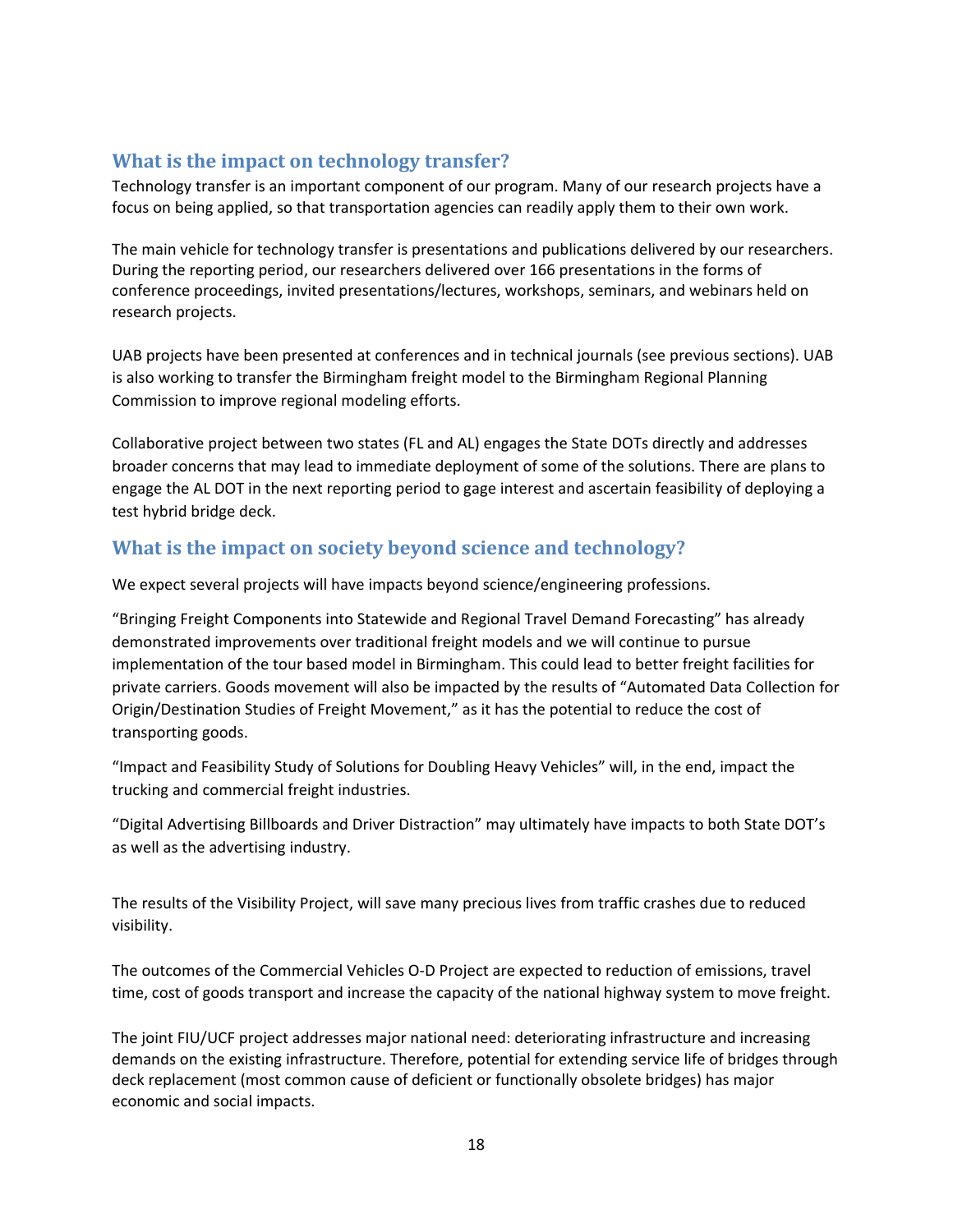## What is the impact on technology transfer?

Technology transfer is an important component of our program. Many of our research projects have a focus on being applied, so that transportation agencies can readily apply them to their own work.

The main vehicle for technology transfer is presentations and publications delivered by our researchers. During the reporting period, our researchers delivered over 166 presentations in the forms of conference proceedings, invited presentations/lectures, workshops, seminars, and webinars held on research projects.

UAB projects have been presented at conferences and in technical journals (see previous sections). UAB is also working to transfer the Birmingham freight model to the Birmingham Regional Planning Commission to improve regional modeling efforts.

Collaborative project between two states (FL and AL) engages the State DOTs directly and addresses broader concerns that may lead to immediate deployment of some of the solutions. There are plans to engage the AL DOT in the next reporting period to gage interest and ascertain feasibility of deploying a test hybrid bridge deck.

## What is the impact on society beyond science and technology?

We expect several projects will have impacts beyond science/engineering professions.

"Bringing Freight Components into Statewide and Regional Travel Demand Forecasting" has already demonstrated improvements over traditional freight models and we will continue to pursue implementation of the tour based model in Birmingham. This could lead to better freight facilities for private carriers. Goods movement will also be impacted by the results of "Automated Data Collection for Origin/Destination Studies of Freight Movement," as it has the potential to reduce the cost of transporting goods.

"Impact and Feasibility Study of Solutions for Doubling Heavy Vehicles" will, in the end, impact the trucking and commercial freight industries.

"Digital Advertising Billboards and Driver Distraction" may ultimately have impacts to both State DOT's as well as the advertising industry.

The results of the Visibility Project, will save many precious lives from traffic crashes due to reduced visibility.

The outcomes of the Commercial Vehicles O-D Project are expected to reduction of emissions, travel time, cost of goods transport and increase the capacity of the national highway system to move freight.

The joint FIU/UCF project addresses major national need: deteriorating infrastructure and increasing demands on the existing infrastructure. Therefore, potential for extending service life of bridges through deck replacement (most common cause of deficient or functionally obsolete bridges) has major economic and social impacts.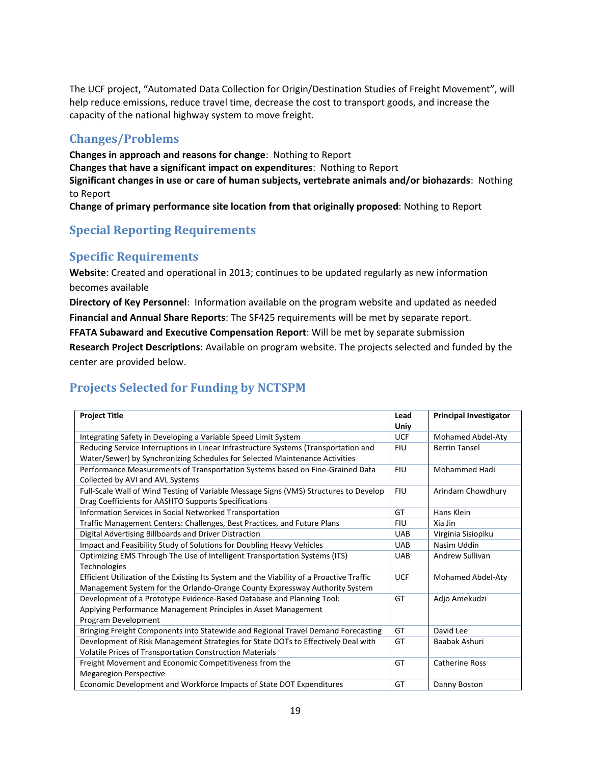The UCF project, “Automated Data Collection for Origin/Destination Studies of Freight Movement”, will help reduce emissions, reduce travel time, decrease the cost to transport goods, and increase the capacity of the national highway system to move freight.

## Changes/Problems

**Changes in approach and reasons for change**: Nothing to Report
**Changes that have a significant impact on expenditures**: Nothing to Report
**Significant changes in use or care of human subjects, vertebrate animals and/or biohazards**: Nothing to Report
**Change of primary performance site location from that originally proposed**: Nothing to Report

## Special Reporting Requirements

## Specific Requirements

**Website**: Created and operational in 2013; continues to be updated regularly as new information becomes available
**Directory of Key Personnel**: Information available on the program website and updated as needed
**Financial and Annual Share Reports**: The SF425 requirements will be met by separate report.
**FFATA Subaward and Executive Compensation Report**: Will be met by separate submission
**Research Project Descriptions**: Available on program website. The projects selected and funded by the center are provided below.

## Projects Selected for Funding by NCTSPM

| Project Title | Lead Univ | Principal Investigator |
|---|---|---|
| Integrating Safety in Developing a Variable Speed Limit System | UCF | Mohamed Abdel-Aty |
| Reducing Service Interruptions in Linear Infrastructure Systems (Transportation and Water/Sewer) by Synchronizing Schedules for Selected Maintenance Activities | FIU | Berrin Tansel |
| Performance Measurements of Transportation Systems based on Fine-Grained Data Collected by AVI and AVL Systems | FIU | Mohammed Hadi |
| Full-Scale Wall of Wind Testing of Variable Message Signs (VMS) Structures to Develop Drag Coefficients for AASHTO Supports Specifications | FIU | Arindam Chowdhury |
| Information Services in Social Networked Transportation | GT | Hans Klein |
| Traffic Management Centers: Challenges, Best Practices, and Future Plans | FIU | Xia Jin |
| Digital Advertising Billboards and Driver Distraction | UAB | Virginia Sisiopiku |
| Impact and Feasibility Study of Solutions for Doubling Heavy Vehicles | UAB | Nasim Uddin |
| Optimizing EMS Through The Use of Intelligent Transportation Systems (ITS) Technologies | UAB | Andrew Sullivan |
| Efficient Utilization of the Existing Its System and the Viability of a Proactive Traffic Management System for the Orlando-Orange County Expressway Authority System | UCF | Mohamed Abdel-Aty |
| Development of a Prototype Evidence-Based Database and Planning Tool: Applying Performance Management Principles in Asset Management Program Development | GT | Adjo Amekudzi |
| Bringing Freight Components into Statewide and Regional Travel Demand Forecasting | GT | David Lee |
| Development of Risk Management Strategies for State DOTs to Effectively Deal with Volatile Prices of Transportation Construction Materials | GT | Baabak Ashuri |
| Freight Movement and Economic Competitiveness from the Megaregion Perspective | GT | Catherine Ross |
| Economic Development and Workforce Impacts of State DOT Expenditures | GT | Danny Boston |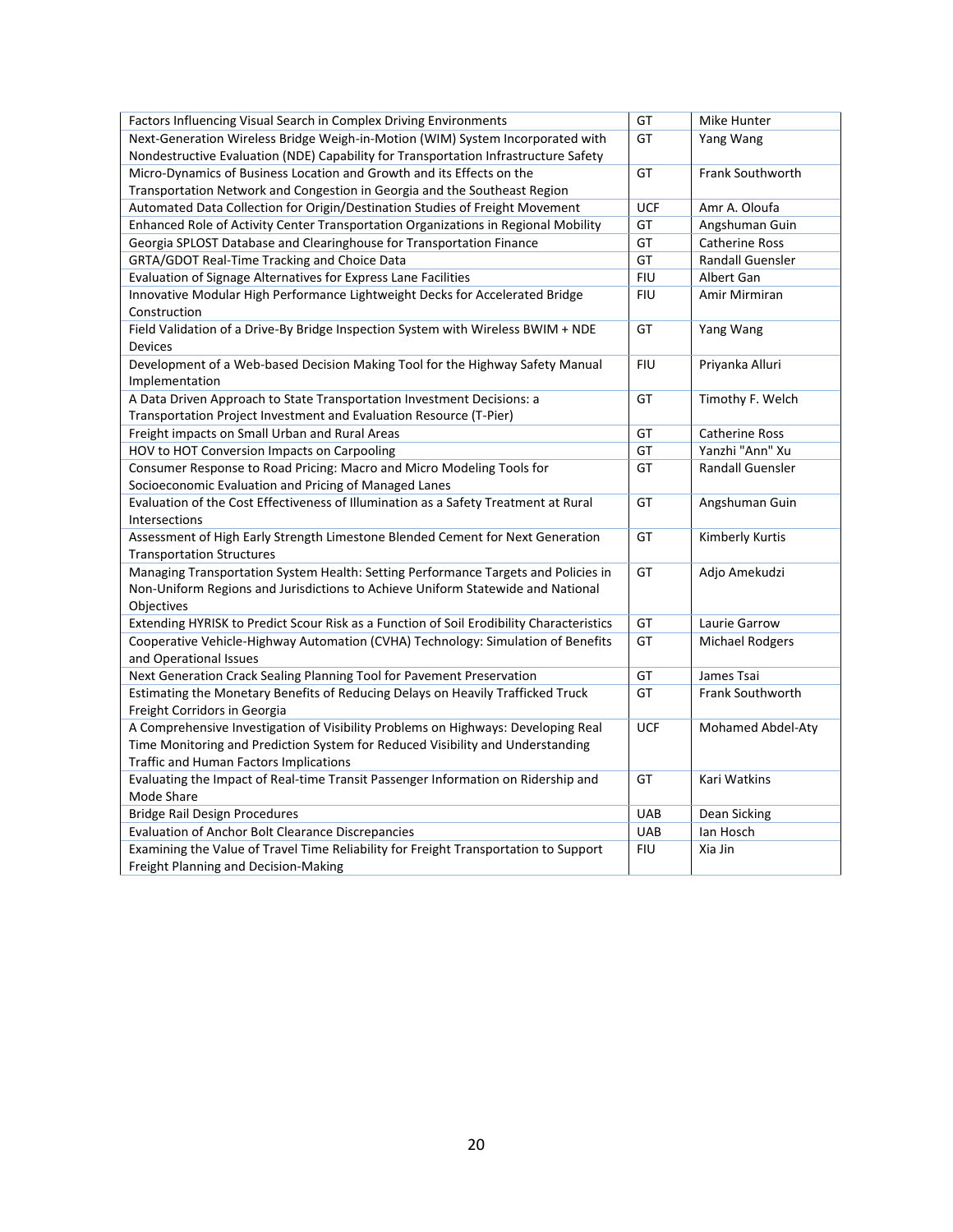| | | |
|---|---|---|
| Factors Influencing Visual Search in Complex Driving Environments | GT | Mike Hunter |
| Next-Generation Wireless Bridge Weigh-in-Motion (WIM) System Incorporated with Nondestructive Evaluation (NDE) Capability for Transportation Infrastructure Safety | GT | Yang Wang |
| Micro-Dynamics of Business Location and Growth and its Effects on the Transportation Network and Congestion in Georgia and the Southeast Region | GT | Frank Southworth |
| Automated Data Collection for Origin/Destination Studies of Freight Movement | UCF | Amr A. Oloufa |
| Enhanced Role of Activity Center Transportation Organizations in Regional Mobility | GT | Angshuman Guin |
| Georgia SPLOST Database and Clearinghouse for Transportation Finance | GT | Catherine Ross |
| GRTA/GDOT Real-Time Tracking and Choice Data | GT | Randall Guensler |
| Evaluation of Signage Alternatives for Express Lane Facilities | FIU | Albert Gan |
| Innovative Modular High Performance Lightweight Decks for Accelerated Bridge Construction | FIU | Amir Mirmiran |
| Field Validation of a Drive-By Bridge Inspection System with Wireless BWIM + NDE Devices | GT | Yang Wang |
| Development of a Web-based Decision Making Tool for the Highway Safety Manual Implementation | FIU | Priyanka Alluri |
| A Data Driven Approach to State Transportation Investment Decisions: a Transportation Project Investment and Evaluation Resource (T-Pier) | GT | Timothy F. Welch |
| Freight impacts on Small Urban and Rural Areas | GT | Catherine Ross |
| HOV to HOT Conversion Impacts on Carpooling | GT | Yanzhi "Ann" Xu |
| Consumer Response to Road Pricing: Macro and Micro Modeling Tools for Socioeconomic Evaluation and Pricing of Managed Lanes | GT | Randall Guensler |
| Evaluation of the Cost Effectiveness of Illumination as a Safety Treatment at Rural Intersections | GT | Angshuman Guin |
| Assessment of High Early Strength Limestone Blended Cement for Next Generation Transportation Structures | GT | Kimberly Kurtis |
| Managing Transportation System Health: Setting Performance Targets and Policies in Non-Uniform Regions and Jurisdictions to Achieve Uniform Statewide and National Objectives | GT | Adjo Amekudzi |
| Extending HYRISK to Predict Scour Risk as a Function of Soil Erodibility Characteristics | GT | Laurie Garrow |
| Cooperative Vehicle-Highway Automation (CVHA) Technology: Simulation of Benefits and Operational Issues | GT | Michael Rodgers |
| Next Generation Crack Sealing Planning Tool for Pavement Preservation | GT | James Tsai |
| Estimating the Monetary Benefits of Reducing Delays on Heavily Trafficked Truck Freight Corridors in Georgia | GT | Frank Southworth |
| A Comprehensive Investigation of Visibility Problems on Highways: Developing Real Time Monitoring and Prediction System for Reduced Visibility and Understanding Traffic and Human Factors Implications | UCF | Mohamed Abdel-Aty |
| Evaluating the Impact of Real-time Transit Passenger Information on Ridership and Mode Share | GT | Kari Watkins |
| Bridge Rail Design Procedures | UAB | Dean Sicking |
| Evaluation of Anchor Bolt Clearance Discrepancies | UAB | Ian Hosch |
| Examining the Value of Travel Time Reliability for Freight Transportation to Support Freight Planning and Decision-Making | FIU | Xia Jin |